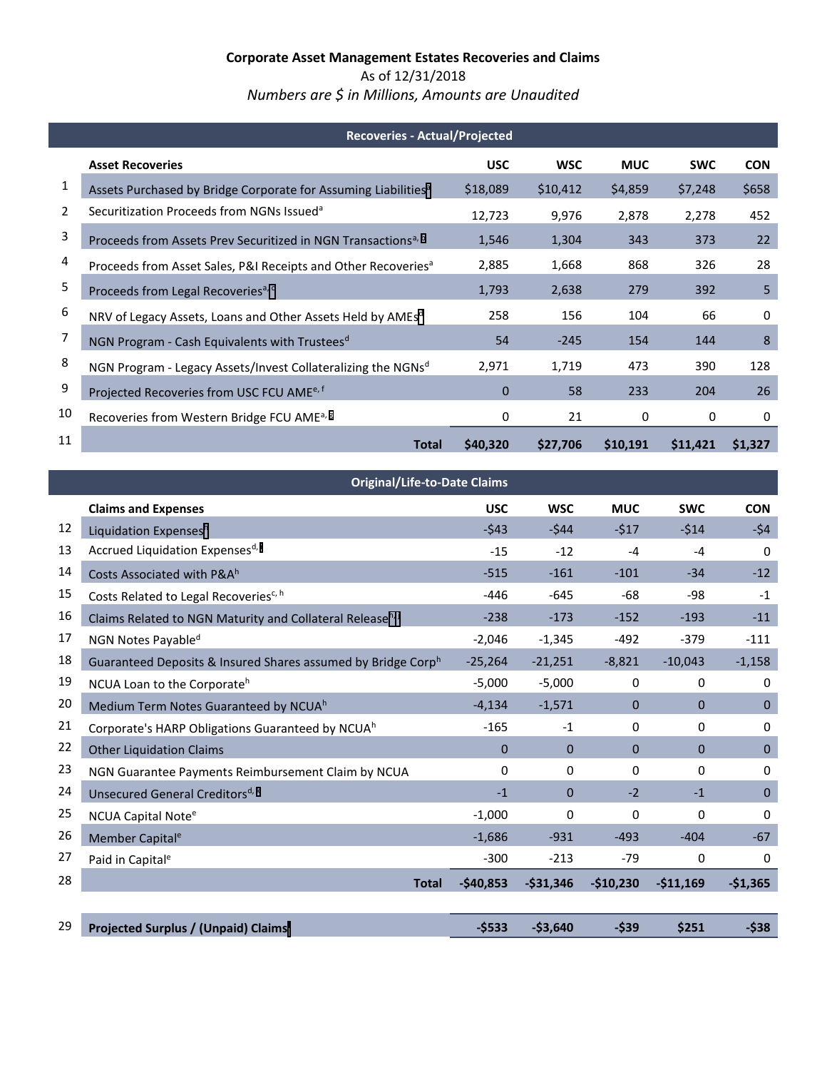# Corporate Asset Management Estates Recoveries and Claims

As of 12/31/2018

*Numbers are $ in Millions, Amounts are Unaudited*

## Recoveries - Actual/Projected

| | Asset Recoveries | USC | WSC | MUC | SWC | CON |
|---|---|---|---|---|---|---|
| 1 | Assets Purchased by Bridge Corporate for Assuming Liabilities[h] | $18,089 | $10,412 | $4,859 | $7,248 | $658 |
| 2 | Securitization Proceeds from NGNs Issued[a] | 12,723 | 9,976 | 2,878 | 2,278 | 452 |
| 3 | Proceeds from Assets Prev Securitized in NGN Transactions[a, i] | 1,546 | 1,304 | 343 | 373 | 22 |
| 4 | Proceeds from Asset Sales, P&I Receipts and Other Recoveries[a] | 2,885 | 1,668 | 868 | 326 | 28 |
| 5 | Proceeds from Legal Recoveries[a, c] | 1,793 | 2,638 | 279 | 392 | 5 |
| 6 | NRV of Legacy Assets, Loans and Other Assets Held by AMEs[d] | 258 | 156 | 104 | 66 | 0 |
| 7 | NGN Program - Cash Equivalents with Trustees[d] | 54 | -245 | 154 | 144 | 8 |
| 8 | NGN Program - Legacy Assets/Invest Collateralizing the NGNs[d] | 2,971 | 1,719 | 473 | 390 | 128 |
| 9 | Projected Recoveries from USC FCU AME[e, f] | 0 | 58 | 233 | 204 | 26 |
| 10 | Recoveries from Western Bridge FCU AME[a, g] | 0 | 21 | 0 | 0 | 0 |
| 11 | **Total** | **$40,320** | **$27,706** | **$10,191** | **$11,421** | **$1,327** |

## Original/Life-to-Date Claims

| | Claims and Expenses | USC | WSC | MUC | SWC | CON |
|---|---|---|---|---|---|---|
| 12 | Liquidation Expenses[j] | -$43 | -$44 | -$17 | -$14 | -$4 |
| 13 | Accrued Liquidation Expenses[d, k] | -15 | -12 | -4 | -4 | 0 |
| 14 | Costs Associated with P&A[h] | -515 | -161 | -101 | -34 | -12 |
| 15 | Costs Related to Legal Recoveries[c, h] | -446 | -645 | -68 | -98 | -1 |
| 16 | Claims Related to NGN Maturity and Collateral Release[h, l] | -238 | -173 | -152 | -193 | -11 |
| 17 | NGN Notes Payable[d] | -2,046 | -1,345 | -492 | -379 | -111 |
| 18 | Guaranteed Deposits & Insured Shares assumed by Bridge Corp[h] | -25,264 | -21,251 | -8,821 | -10,043 | -1,158 |
| 19 | NCUA Loan to the Corporate[h] | -5,000 | -5,000 | 0 | 0 | 0 |
| 20 | Medium Term Notes Guaranteed by NCUA[h] | -4,134 | -1,571 | 0 | 0 | 0 |
| 21 | Corporate's HARP Obligations Guaranteed by NCUA[h] | -165 | -1 | 0 | 0 | 0 |
| 22 | Other Liquidation Claims | 0 | 0 | 0 | 0 | 0 |
| 23 | NGN Guarantee Payments Reimbursement Claim by NCUA | 0 | 0 | 0 | 0 | 0 |
| 24 | Unsecured General Creditors[d, k] | -1 | 0 | -2 | -1 | 0 |
| 25 | NCUA Capital Note[e] | -1,000 | 0 | 0 | 0 | 0 |
| 26 | Member Capital[e] | -1,686 | -931 | -493 | -404 | -67 |
| 27 | Paid in Capital[e] | -300 | -213 | -79 | 0 | 0 |
| 28 | **Total** | **-$40,853** | **-$31,346** | **-$10,230** | **-$11,169** | **-$1,365** |
| 29 | **Projected Surplus / (Unpaid) Claims[m]** | **-$533** | **-$3,640** | **-$39** | **$251** | **-$38** |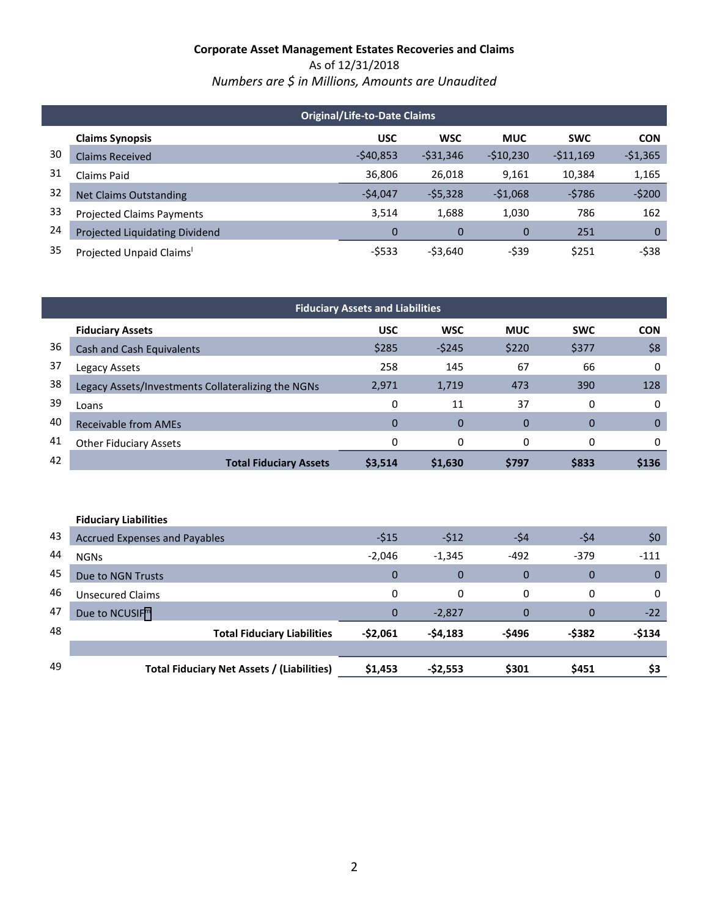**Corporate Asset Management Estates Recoveries and Claims**

As of 12/31/2018

*Numbers are $ in Millions, Amounts are Unaudited*

**Original/Life-to-Date Claims**

| | Claims Synopsis | USC | WSC | MUC | SWC | CON |
|---|---|---|---|---|---|---|
| 30 | Claims Received | -$40,853 | -$31,346 | -$10,230 | -$11,169 | -$1,365 |
| 31 | Claims Paid | 36,806 | 26,018 | 9,161 | 10,384 | 1,165 |
| 32 | Net Claims Outstanding | -$4,047 | -$5,328 | -$1,068 | -$786 | -$200 |
| 33 | Projected Claims Payments | 3,514 | 1,688 | 1,030 | 786 | 162 |
| 24 | Projected Liquidating Dividend | 0 | 0 | 0 | 251 | 0 |
| 35 | Projected Unpaid Claims[l] | -$533 | -$3,640 | -$39 | $251 | -$38 |

**Fiduciary Assets and Liabilities**

| | Fiduciary Assets | USC | WSC | MUC | SWC | CON |
|---|---|---|---|---|---|---|
| 36 | Cash and Cash Equivalents | $285 | -$245 | $220 | $377 | $8 |
| 37 | Legacy Assets | 258 | 145 | 67 | 66 | 0 |
| 38 | Legacy Assets/Investments Collateralizing the NGNs | 2,971 | 1,719 | 473 | 390 | 128 |
| 39 | Loans | 0 | 11 | 37 | 0 | 0 |
| 40 | Receivable from AMEs | 0 | 0 | 0 | 0 | 0 |
| 41 | Other Fiduciary Assets | 0 | 0 | 0 | 0 | 0 |
| 42 | **Total Fiduciary Assets** | **$3,514** | **$1,630** | **$797** | **$833** | **$136** |

| | Fiduciary Liabilities | USC | WSC | MUC | SWC | CON |
|---|---|---|---|---|---|---|
| 43 | Accrued Expenses and Payables | -$15 | -$12 | -$4 | -$4 | $0 |
| 44 | NGNs | -2,046 | -1,345 | -492 | -379 | -111 |
| 45 | Due to NGN Trusts | 0 | 0 | 0 | 0 | 0 |
| 46 | Unsecured Claims | 0 | 0 | 0 | 0 | 0 |
| 47 | Due to NCUSIF[m] | 0 | -2,827 | 0 | 0 | -22 |
| 48 | **Total Fiduciary Liabilities** | **-$2,061** | **-$4,183** | **-$496** | **-$382** | **-$134** |
| 49 | **Total Fiduciary Net Assets / (Liabilities)** | **$1,453** | **-$2,553** | **$301** | **$451** | **$3** |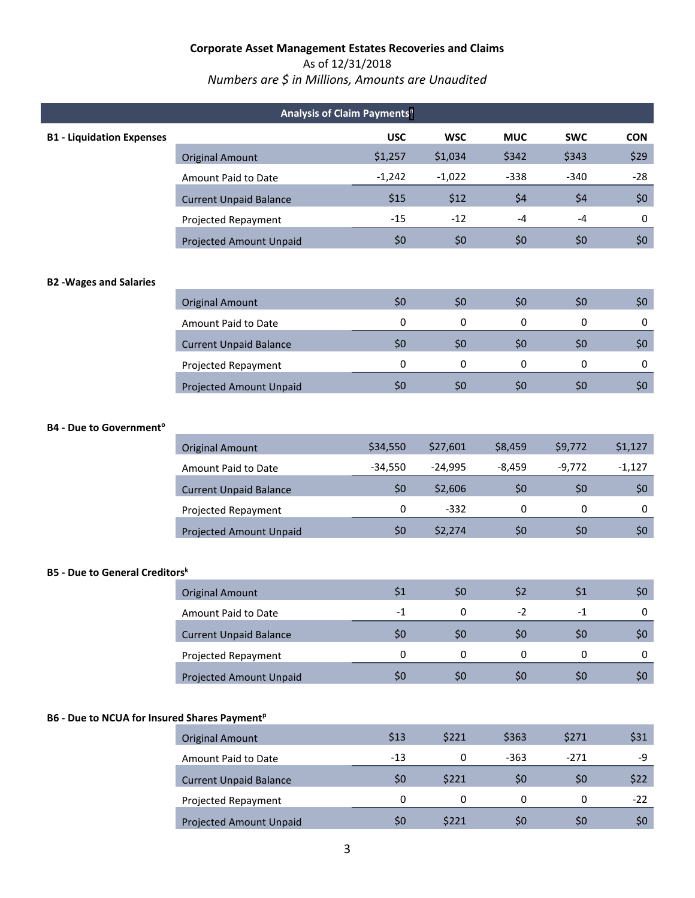**Corporate Asset Management Estates Recoveries and Claims**

As of 12/31/2018

*Numbers are $ in Millions, Amounts are Unaudited*

## Analysis of Claim Payments

**B1 - Liquidation Expenses**

| | USC | WSC | MUC | SWC | CON |
|---|---|---|---|---|---|
| Original Amount | $1,257 | $1,034 | $342 | $343 | $29 |
| Amount Paid to Date | -1,242 | -1,022 | -338 | -340 | -28 |
| Current Unpaid Balance | $15 | $12 | $4 | $4 | $0 |
| Projected Repayment | -15 | -12 | -4 | -4 | 0 |
| Projected Amount Unpaid | $0 | $0 | $0 | $0 | $0 |

**B2 -Wages and Salaries**

| | USC | WSC | MUC | SWC | CON |
|---|---|---|---|---|---|
| Original Amount | $0 | $0 | $0 | $0 | $0 |
| Amount Paid to Date | 0 | 0 | 0 | 0 | 0 |
| Current Unpaid Balance | $0 | $0 | $0 | $0 | $0 |
| Projected Repayment | 0 | 0 | 0 | 0 | 0 |
| Projected Amount Unpaid | $0 | $0 | $0 | $0 | $0 |

**B4 - Due to Government[o]**

| | USC | WSC | MUC | SWC | CON |
|---|---|---|---|---|---|
| Original Amount | $34,550 | $27,601 | $8,459 | $9,772 | $1,127 |
| Amount Paid to Date | -34,550 | -24,995 | -8,459 | -9,772 | -1,127 |
| Current Unpaid Balance | $0 | $2,606 | $0 | $0 | $0 |
| Projected Repayment | 0 | -332 | 0 | 0 | 0 |
| Projected Amount Unpaid | $0 | $2,274 | $0 | $0 | $0 |

**B5 - Due to General Creditors[k]**

| | USC | WSC | MUC | SWC | CON |
|---|---|---|---|---|---|
| Original Amount | $1 | $0 | $2 | $1 | $0 |
| Amount Paid to Date | -1 | 0 | -2 | -1 | 0 |
| Current Unpaid Balance | $0 | $0 | $0 | $0 | $0 |
| Projected Repayment | 0 | 0 | 0 | 0 | 0 |
| Projected Amount Unpaid | $0 | $0 | $0 | $0 | $0 |

**B6 - Due to NCUA for Insured Shares Payment[p]**

| | USC | WSC | MUC | SWC | CON |
|---|---|---|---|---|---|
| Original Amount | $13 | $221 | $363 | $271 | $31 |
| Amount Paid to Date | -13 | 0 | -363 | -271 | -9 |
| Current Unpaid Balance | $0 | $221 | $0 | $0 | $22 |
| Projected Repayment | 0 | 0 | 0 | 0 | -22 |
| Projected Amount Unpaid | $0 | $221 | $0 | $0 | $0 |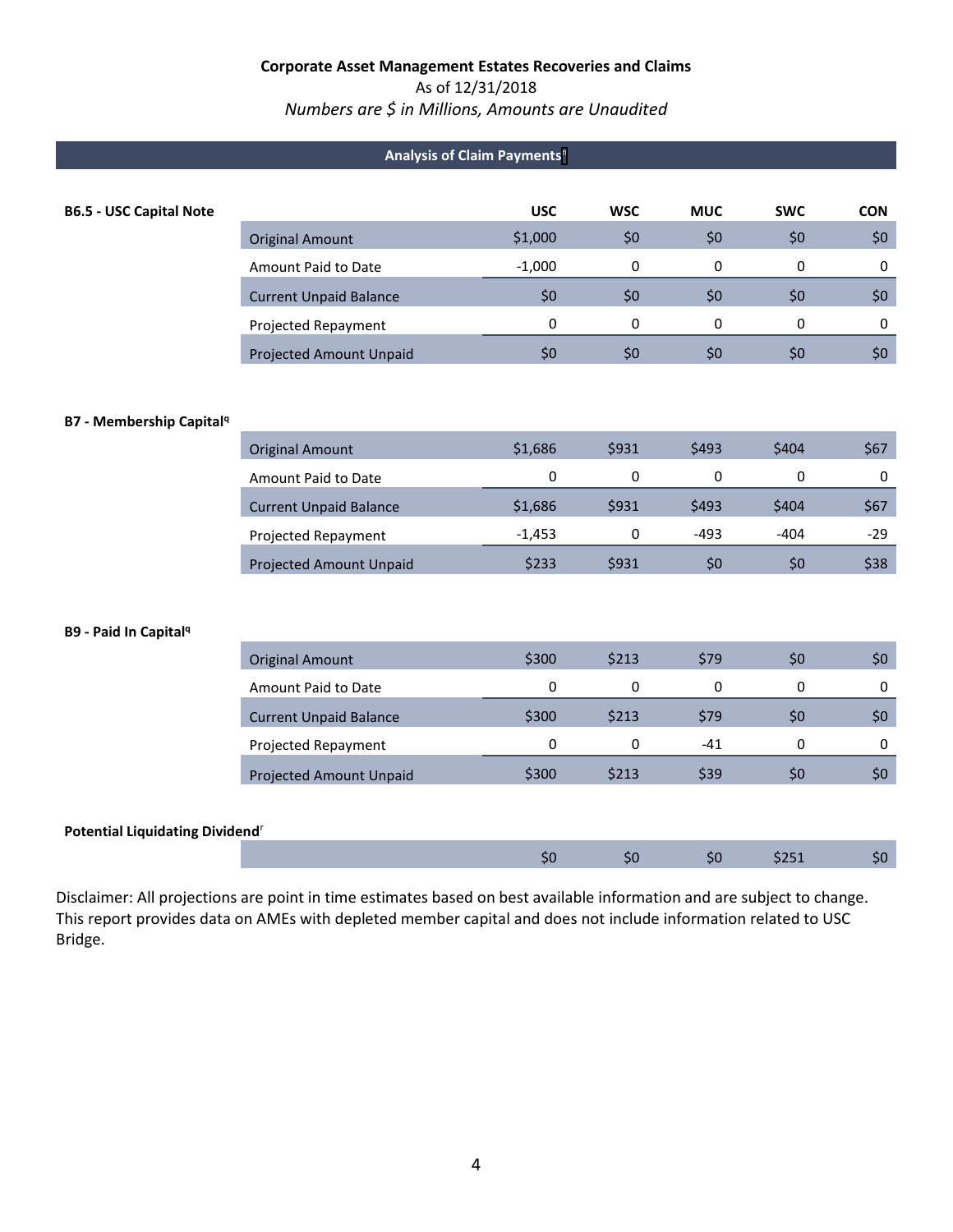**Corporate Asset Management Estates Recoveries and Claims**

As of 12/31/2018

*Numbers are $ in Millions, Amounts are Unaudited*

## Analysis of Claim Payments[l]

**B6.5 - USC Capital Note**

| | USC | WSC | MUC | SWC | CON |
|---|---|---|---|---|---|
| Original Amount | $1,000 | $0 | $0 | $0 | $0 |
| Amount Paid to Date | -1,000 | 0 | 0 | 0 | 0 |
| Current Unpaid Balance | $0 | $0 | $0 | $0 | $0 |
| Projected Repayment | 0 | 0 | 0 | 0 | 0 |
| Projected Amount Unpaid | $0 | $0 | $0 | $0 | $0 |

**B7 - Membership Capital[q]**

| | USC | WSC | MUC | SWC | CON |
|---|---|---|---|---|---|
| Original Amount | $1,686 | $931 | $493 | $404 | $67 |
| Amount Paid to Date | 0 | 0 | 0 | 0 | 0 |
| Current Unpaid Balance | $1,686 | $931 | $493 | $404 | $67 |
| Projected Repayment | -1,453 | 0 | -493 | -404 | -29 |
| Projected Amount Unpaid | $233 | $931 | $0 | $0 | $38 |

**B9 - Paid In Capital[q]**

| | USC | WSC | MUC | SWC | CON |
|---|---|---|---|---|---|
| Original Amount | $300 | $213 | $79 | $0 | $0 |
| Amount Paid to Date | 0 | 0 | 0 | 0 | 0 |
| Current Unpaid Balance | $300 | $213 | $79 | $0 | $0 |
| Projected Repayment | 0 | 0 | -41 | 0 | 0 |
| Projected Amount Unpaid | $300 | $213 | $39 | $0 | $0 |

**Potential Liquidating Dividend[r]**

| | USC | WSC | MUC | SWC | CON |
|---|---|---|---|---|---|
| | $0 | $0 | $0 | $251 | $0 |

Disclaimer: All projections are point in time estimates based on best available information and are subject to change. This report provides data on AMEs with depleted member capital and does not include information related to USC Bridge.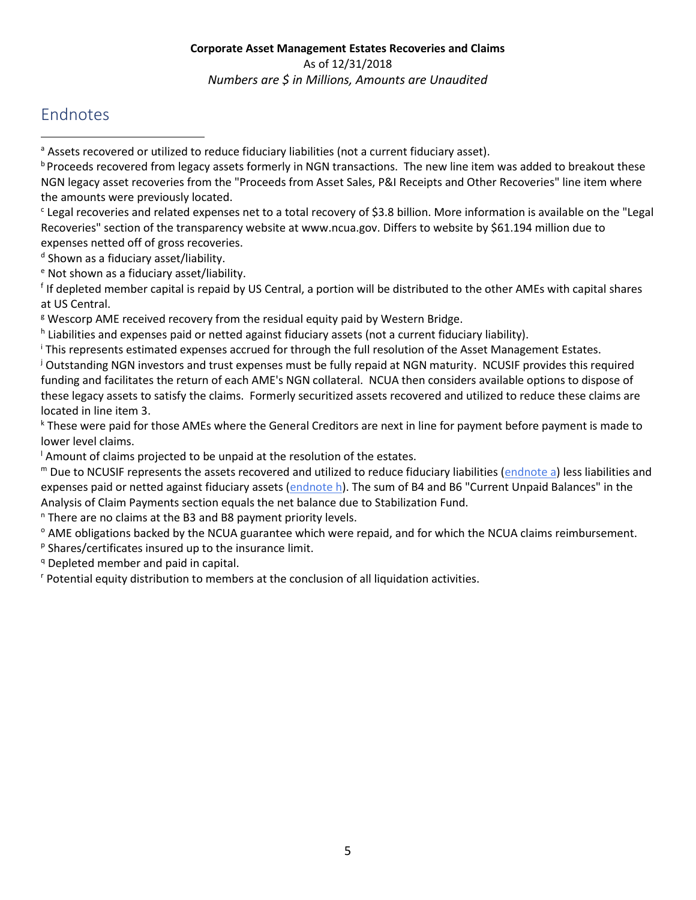**Corporate Asset Management Estates Recoveries and Claims**

As of 12/31/2018

*Numbers are $ in Millions, Amounts are Unaudited*

## Endnotes

[a] Assets recovered or utilized to reduce fiduciary liabilities (not a current fiduciary asset).

[b] Proceeds recovered from legacy assets formerly in NGN transactions. The new line item was added to breakout these NGN legacy asset recoveries from the "Proceeds from Asset Sales, P&I Receipts and Other Recoveries" line item where the amounts were previously located.

[c] Legal recoveries and related expenses net to a total recovery of $3.8 billion. More information is available on the "Legal Recoveries" section of the transparency website at www.ncua.gov. Differs to website by $61.194 million due to expenses netted off of gross recoveries.

[d] Shown as a fiduciary asset/liability.

[e] Not shown as a fiduciary asset/liability.

[f] If depleted member capital is repaid by US Central, a portion will be distributed to the other AMEs with capital shares at US Central.

[g] Wescorp AME received recovery from the residual equity paid by Western Bridge.

[h] Liabilities and expenses paid or netted against fiduciary assets (not a current fiduciary liability).

[i] This represents estimated expenses accrued for through the full resolution of the Asset Management Estates.

[j] Outstanding NGN investors and trust expenses must be fully repaid at NGN maturity. NCUSIF provides this required funding and facilitates the return of each AME's NGN collateral. NCUA then considers available options to dispose of these legacy assets to satisfy the claims. Formerly securitized assets recovered and utilized to reduce these claims are located in line item 3.

[k] These were paid for those AMEs where the General Creditors are next in line for payment before payment is made to lower level claims.

[l] Amount of claims projected to be unpaid at the resolution of the estates.

[m] Due to NCUSIF represents the assets recovered and utilized to reduce fiduciary liabilities (endnote a) less liabilities and expenses paid or netted against fiduciary assets (endnote h). The sum of B4 and B6 "Current Unpaid Balances" in the Analysis of Claim Payments section equals the net balance due to Stabilization Fund.

[n] There are no claims at the B3 and B8 payment priority levels.

[o] AME obligations backed by the NCUA guarantee which were repaid, and for which the NCUA claims reimbursement.

[p] Shares/certificates insured up to the insurance limit.

[q] Depleted member and paid in capital.

[r] Potential equity distribution to members at the conclusion of all liquidation activities.